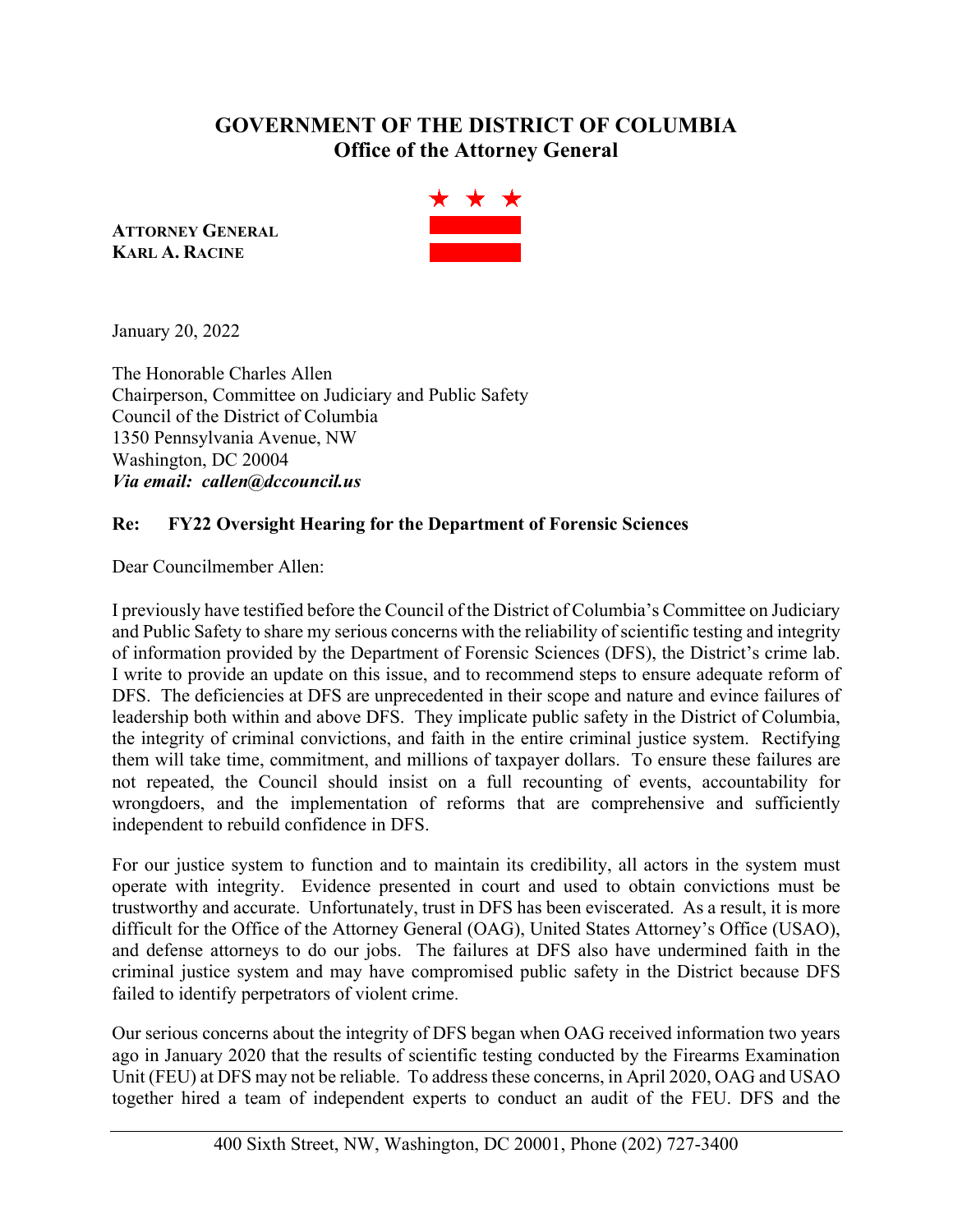# GOVERNMENT OF THE DISTRICT OF COLUMBIA
## Office of the Attorney General

**ATTORNEY GENERAL**
**KARL A. RACINE**

January 20, 2022

The Honorable Charles Allen
Chairperson, Committee on Judiciary and Public Safety
Council of the District of Columbia
1350 Pennsylvania Avenue, NW
Washington, DC 20004
***Via email: callen@dccouncil.us***

**Re: FY22 Oversight Hearing for the Department of Forensic Sciences**

Dear Councilmember Allen:

I previously have testified before the Council of the District of Columbia's Committee on Judiciary and Public Safety to share my serious concerns with the reliability of scientific testing and integrity of information provided by the Department of Forensic Sciences (DFS), the District's crime lab. I write to provide an update on this issue, and to recommend steps to ensure adequate reform of DFS. The deficiencies at DFS are unprecedented in their scope and nature and evince failures of leadership both within and above DFS. They implicate public safety in the District of Columbia, the integrity of criminal convictions, and faith in the entire criminal justice system. Rectifying them will take time, commitment, and millions of taxpayer dollars. To ensure these failures are not repeated, the Council should insist on a full recounting of events, accountability for wrongdoers, and the implementation of reforms that are comprehensive and sufficiently independent to rebuild confidence in DFS.

For our justice system to function and to maintain its credibility, all actors in the system must operate with integrity. Evidence presented in court and used to obtain convictions must be trustworthy and accurate. Unfortunately, trust in DFS has been eviscerated. As a result, it is more difficult for the Office of the Attorney General (OAG), United States Attorney's Office (USAO), and defense attorneys to do our jobs. The failures at DFS also have undermined faith in the criminal justice system and may have compromised public safety in the District because DFS failed to identify perpetrators of violent crime.

Our serious concerns about the integrity of DFS began when OAG received information two years ago in January 2020 that the results of scientific testing conducted by the Firearms Examination Unit (FEU) at DFS may not be reliable. To address these concerns, in April 2020, OAG and USAO together hired a team of independent experts to conduct an audit of the FEU. DFS and the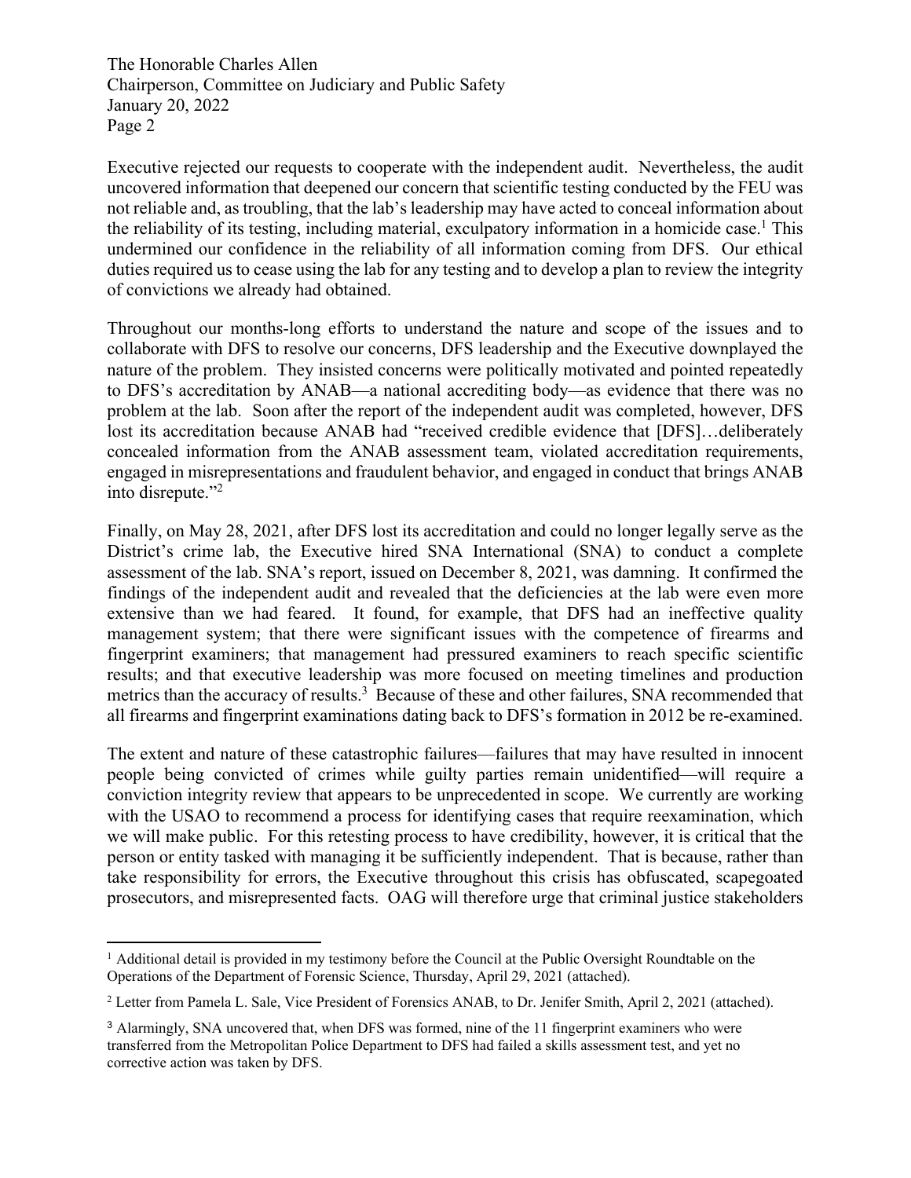Executive rejected our requests to cooperate with the independent audit. Nevertheless, the audit uncovered information that deepened our concern that scientific testing conducted by the FEU was not reliable and, as troubling, that the lab's leadership may have acted to conceal information about the reliability of its testing, including material, exculpatory information in a homicide case.[1] This undermined our confidence in the reliability of all information coming from DFS. Our ethical duties required us to cease using the lab for any testing and to develop a plan to review the integrity of convictions we already had obtained.

Throughout our months-long efforts to understand the nature and scope of the issues and to collaborate with DFS to resolve our concerns, DFS leadership and the Executive downplayed the nature of the problem. They insisted concerns were politically motivated and pointed repeatedly to DFS's accreditation by ANAB—a national accrediting body—as evidence that there was no problem at the lab. Soon after the report of the independent audit was completed, however, DFS lost its accreditation because ANAB had "received credible evidence that [DFS]…deliberately concealed information from the ANAB assessment team, violated accreditation requirements, engaged in misrepresentations and fraudulent behavior, and engaged in conduct that brings ANAB into disrepute."[2]

Finally, on May 28, 2021, after DFS lost its accreditation and could no longer legally serve as the District's crime lab, the Executive hired SNA International (SNA) to conduct a complete assessment of the lab. SNA's report, issued on December 8, 2021, was damning. It confirmed the findings of the independent audit and revealed that the deficiencies at the lab were even more extensive than we had feared. It found, for example, that DFS had an ineffective quality management system; that there were significant issues with the competence of firearms and fingerprint examiners; that management had pressured examiners to reach specific scientific results; and that executive leadership was more focused on meeting timelines and production metrics than the accuracy of results.[3] Because of these and other failures, SNA recommended that all firearms and fingerprint examinations dating back to DFS's formation in 2012 be re-examined.

The extent and nature of these catastrophic failures—failures that may have resulted in innocent people being convicted of crimes while guilty parties remain unidentified—will require a conviction integrity review that appears to be unprecedented in scope. We currently are working with the USAO to recommend a process for identifying cases that require reexamination, which we will make public. For this retesting process to have credibility, however, it is critical that the person or entity tasked with managing it be sufficiently independent. That is because, rather than take responsibility for errors, the Executive throughout this crisis has obfuscated, scapegoated prosecutors, and misrepresented facts. OAG will therefore urge that criminal justice stakeholders

---

[1] Additional detail is provided in my testimony before the Council at the Public Oversight Roundtable on the Operations of the Department of Forensic Science, Thursday, April 29, 2021 (attached).

[2] Letter from Pamela L. Sale, Vice President of Forensics ANAB, to Dr. Jenifer Smith, April 2, 2021 (attached).

[3] Alarmingly, SNA uncovered that, when DFS was formed, nine of the 11 fingerprint examiners who were transferred from the Metropolitan Police Department to DFS had failed a skills assessment test, and yet no corrective action was taken by DFS.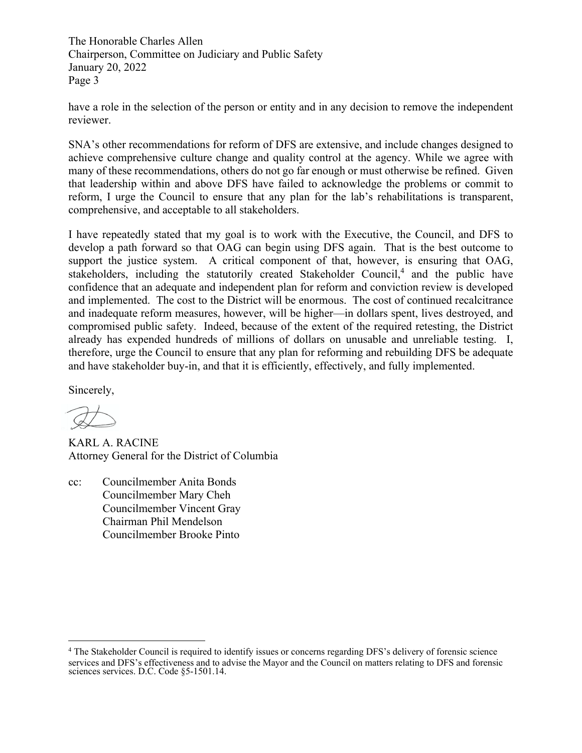have a role in the selection of the person or entity and in any decision to remove the independent reviewer.

SNA's other recommendations for reform of DFS are extensive, and include changes designed to achieve comprehensive culture change and quality control at the agency. While we agree with many of these recommendations, others do not go far enough or must otherwise be refined. Given that leadership within and above DFS have failed to acknowledge the problems or commit to reform, I urge the Council to ensure that any plan for the lab's rehabilitations is transparent, comprehensive, and acceptable to all stakeholders.

I have repeatedly stated that my goal is to work with the Executive, the Council, and DFS to develop a path forward so that OAG can begin using DFS again. That is the best outcome to support the justice system. A critical component of that, however, is ensuring that OAG, stakeholders, including the statutorily created Stakeholder Council,[4] and the public have confidence that an adequate and independent plan for reform and conviction review is developed and implemented. The cost to the District will be enormous. The cost of continued recalcitrance and inadequate reform measures, however, will be higher—in dollars spent, lives destroyed, and compromised public safety. Indeed, because of the extent of the required retesting, the District already has expended hundreds of millions of dollars on unusable and unreliable testing. I, therefore, urge the Council to ensure that any plan for reforming and rebuilding DFS be adequate and have stakeholder buy-in, and that it is efficiently, effectively, and fully implemented.

Sincerely,

KARL A. RACINE
Attorney General for the District of Columbia

cc: Councilmember Anita Bonds
Councilmember Mary Cheh
Councilmember Vincent Gray
Chairman Phil Mendelson
Councilmember Brooke Pinto

---

[4] The Stakeholder Council is required to identify issues or concerns regarding DFS's delivery of forensic science services and DFS's effectiveness and to advise the Mayor and the Council on matters relating to DFS and forensic sciences services. D.C. Code §5-1501.14.